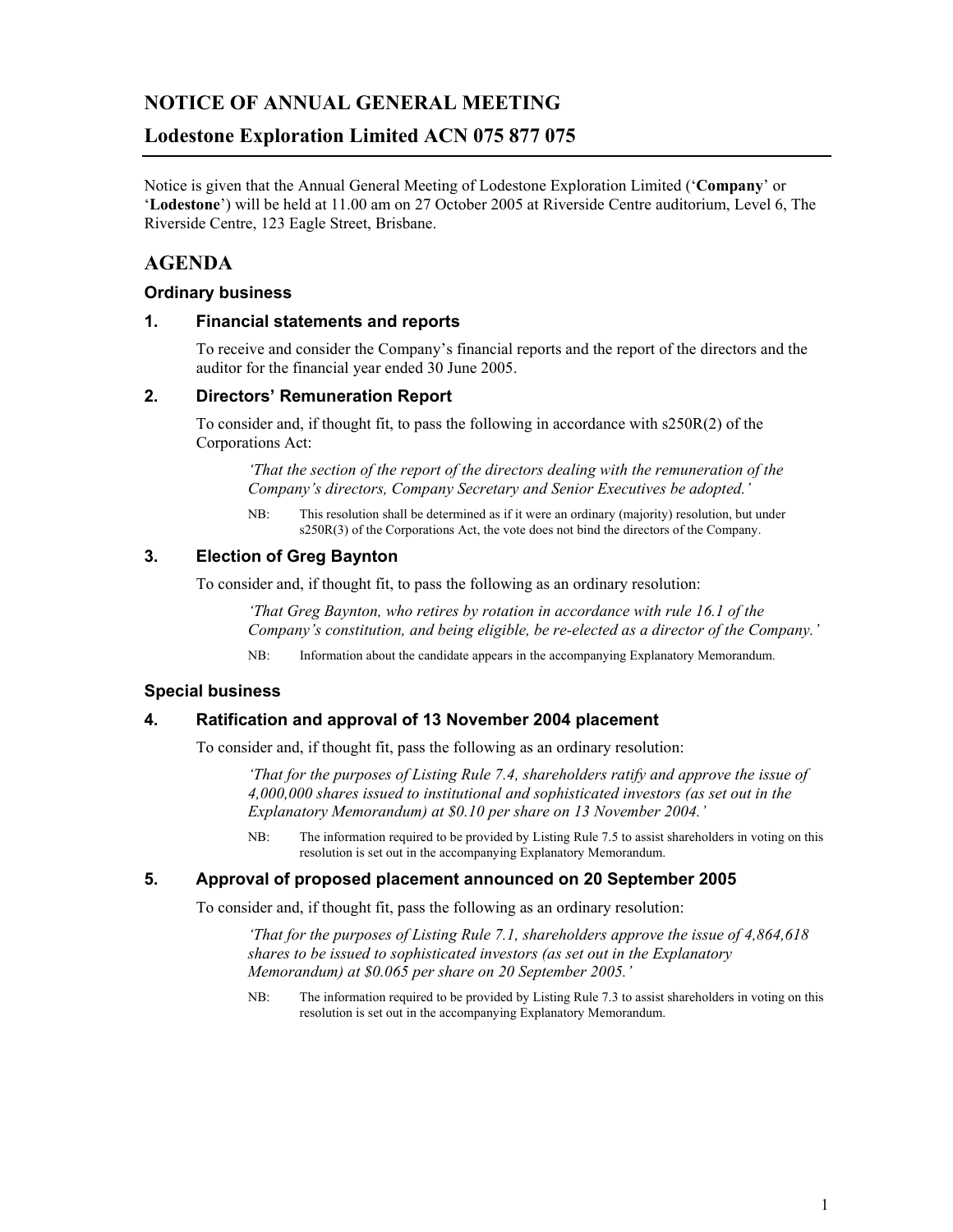# NOTICE OF ANNUAL GENERAL MEETING

# Lodestone Exploration Limited ACN 075 877 075

Notice is given that the Annual General Meeting of Lodestone Exploration Limited ('**Company**' or '**Lodestone**') will be held at 11.00 am on 27 October 2005 at Riverside Centre auditorium, Level 6, The Riverside Centre, 123 Eagle Street, Brisbane.

## AGENDA

### Ordinary business

### 1. Financial statements and reports

To receive and consider the Company's financial reports and the report of the directors and the auditor for the financial year ended 30 June 2005.

### 2. Directors' Remuneration Report

To consider and, if thought fit, to pass the following in accordance with s250R(2) of the Corporations Act:

> *'That the section of the report of the directors dealing with the remuneration of the Company's directors, Company Secretary and Senior Executives be adopted.'*
>
> NB: This resolution shall be determined as if it were an ordinary (majority) resolution, but under s250R(3) of the Corporations Act, the vote does not bind the directors of the Company.

### 3. Election of Greg Baynton

To consider and, if thought fit, to pass the following as an ordinary resolution:

> *'That Greg Baynton, who retires by rotation in accordance with rule 16.1 of the Company's constitution, and being eligible, be re-elected as a director of the Company.'*
>
> NB: Information about the candidate appears in the accompanying Explanatory Memorandum.

### Special business

### 4. Ratification and approval of 13 November 2004 placement

To consider and, if thought fit, pass the following as an ordinary resolution:

> *'That for the purposes of Listing Rule 7.4, shareholders ratify and approve the issue of 4,000,000 shares issued to institutional and sophisticated investors (as set out in the Explanatory Memorandum) at $0.10 per share on 13 November 2004.'*
>
> NB: The information required to be provided by Listing Rule 7.5 to assist shareholders in voting on this resolution is set out in the accompanying Explanatory Memorandum.

### 5. Approval of proposed placement announced on 20 September 2005

To consider and, if thought fit, pass the following as an ordinary resolution:

> *'That for the purposes of Listing Rule 7.1, shareholders approve the issue of 4,864,618 shares to be issued to sophisticated investors (as set out in the Explanatory Memorandum) at $0.065 per share on 20 September 2005.'*
>
> NB: The information required to be provided by Listing Rule 7.3 to assist shareholders in voting on this resolution is set out in the accompanying Explanatory Memorandum.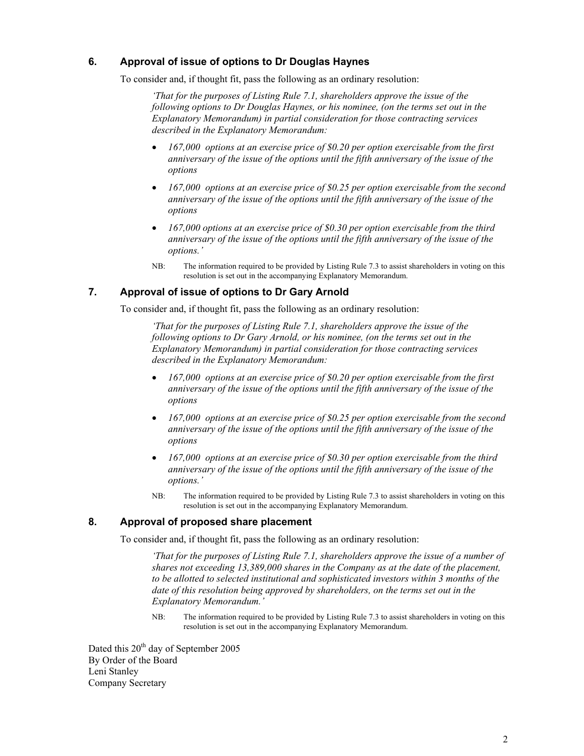### 6. Approval of issue of options to Dr Douglas Haynes

To consider and, if thought fit, pass the following as an ordinary resolution:

> *'That for the purposes of Listing Rule 7.1, shareholders approve the issue of the following options to Dr Douglas Haynes, or his nominee, (on the terms set out in the Explanatory Memorandum) in partial consideration for those contracting services described in the Explanatory Memorandum:*
>
> - *167,000 options at an exercise price of $0.20 per option exercisable from the first anniversary of the issue of the options until the fifth anniversary of the issue of the options*
> - *167,000 options at an exercise price of $0.25 per option exercisable from the second anniversary of the issue of the options until the fifth anniversary of the issue of the options*
> - *167,000 options at an exercise price of $0.30 per option exercisable from the third anniversary of the issue of the options until the fifth anniversary of the issue of the options.'*
>
> NB: The information required to be provided by Listing Rule 7.3 to assist shareholders in voting on this resolution is set out in the accompanying Explanatory Memorandum.

### 7. Approval of issue of options to Dr Gary Arnold

To consider and, if thought fit, pass the following as an ordinary resolution:

> *'That for the purposes of Listing Rule 7.1, shareholders approve the issue of the following options to Dr Gary Arnold, or his nominee, (on the terms set out in the Explanatory Memorandum) in partial consideration for those contracting services described in the Explanatory Memorandum:*
>
> - *167,000 options at an exercise price of $0.20 per option exercisable from the first anniversary of the issue of the options until the fifth anniversary of the issue of the options*
> - *167,000 options at an exercise price of $0.25 per option exercisable from the second anniversary of the issue of the options until the fifth anniversary of the issue of the options*
> - *167,000 options at an exercise price of $0.30 per option exercisable from the third anniversary of the issue of the options until the fifth anniversary of the issue of the options.'*
>
> NB: The information required to be provided by Listing Rule 7.3 to assist shareholders in voting on this resolution is set out in the accompanying Explanatory Memorandum.

### 8. Approval of proposed share placement

To consider and, if thought fit, pass the following as an ordinary resolution:

> *'That for the purposes of Listing Rule 7.1, shareholders approve the issue of a number of shares not exceeding 13,389,000 shares in the Company as at the date of the placement, to be allotted to selected institutional and sophisticated investors within 3 months of the date of this resolution being approved by shareholders, on the terms set out in the Explanatory Memorandum.'*
>
> NB: The information required to be provided by Listing Rule 7.3 to assist shareholders in voting on this resolution is set out in the accompanying Explanatory Memorandum.

Dated this 20th day of September 2005  
By Order of the Board  
Leni Stanley  
Company Secretary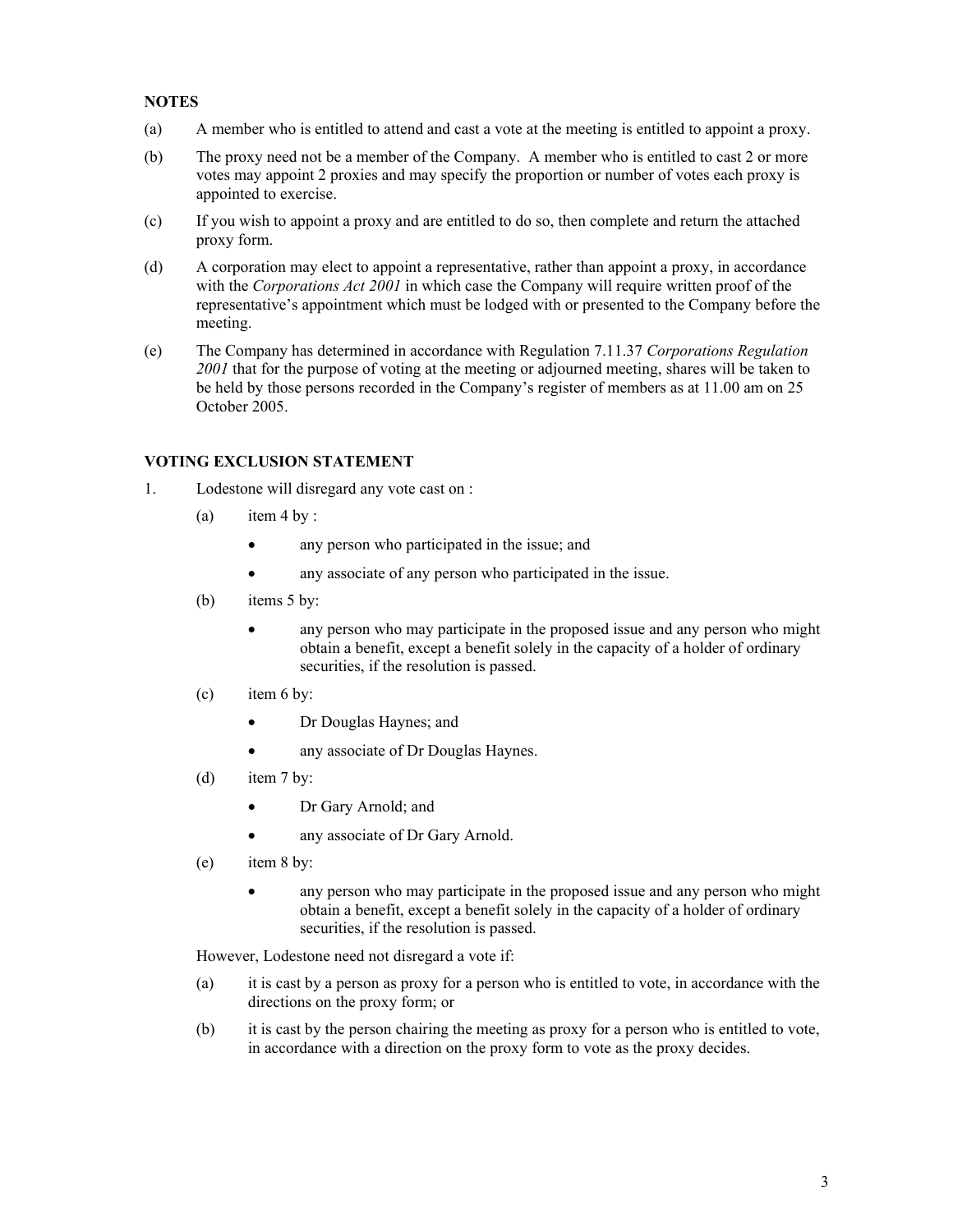**NOTES**

(a) A member who is entitled to attend and cast a vote at the meeting is entitled to appoint a proxy.

(b) The proxy need not be a member of the Company. A member who is entitled to cast 2 or more votes may appoint 2 proxies and may specify the proportion or number of votes each proxy is appointed to exercise.

(c) If you wish to appoint a proxy and are entitled to do so, then complete and return the attached proxy form.

(d) A corporation may elect to appoint a representative, rather than appoint a proxy, in accordance with the *Corporations Act 2001* in which case the Company will require written proof of the representative's appointment which must be lodged with or presented to the Company before the meeting.

(e) The Company has determined in accordance with Regulation 7.11.37 *Corporations Regulation 2001* that for the purpose of voting at the meeting or adjourned meeting, shares will be taken to be held by those persons recorded in the Company's register of members as at 11.00 am on 25 October 2005.

**VOTING EXCLUSION STATEMENT**

1. Lodestone will disregard any vote cast on :

   (a) item 4 by :

   - any person who participated in the issue; and
   - any associate of any person who participated in the issue.

   (b) items 5 by:

   - any person who may participate in the proposed issue and any person who might obtain a benefit, except a benefit solely in the capacity of a holder of ordinary securities, if the resolution is passed.

   (c) item 6 by:

   - Dr Douglas Haynes; and
   - any associate of Dr Douglas Haynes.

   (d) item 7 by:

   - Dr Gary Arnold; and
   - any associate of Dr Gary Arnold.

   (e) item 8 by:

   - any person who may participate in the proposed issue and any person who might obtain a benefit, except a benefit solely in the capacity of a holder of ordinary securities, if the resolution is passed.

   However, Lodestone need not disregard a vote if:

   (a) it is cast by a person as proxy for a person who is entitled to vote, in accordance with the directions on the proxy form; or

   (b) it is cast by the person chairing the meeting as proxy for a person who is entitled to vote, in accordance with a direction on the proxy form to vote as the proxy decides.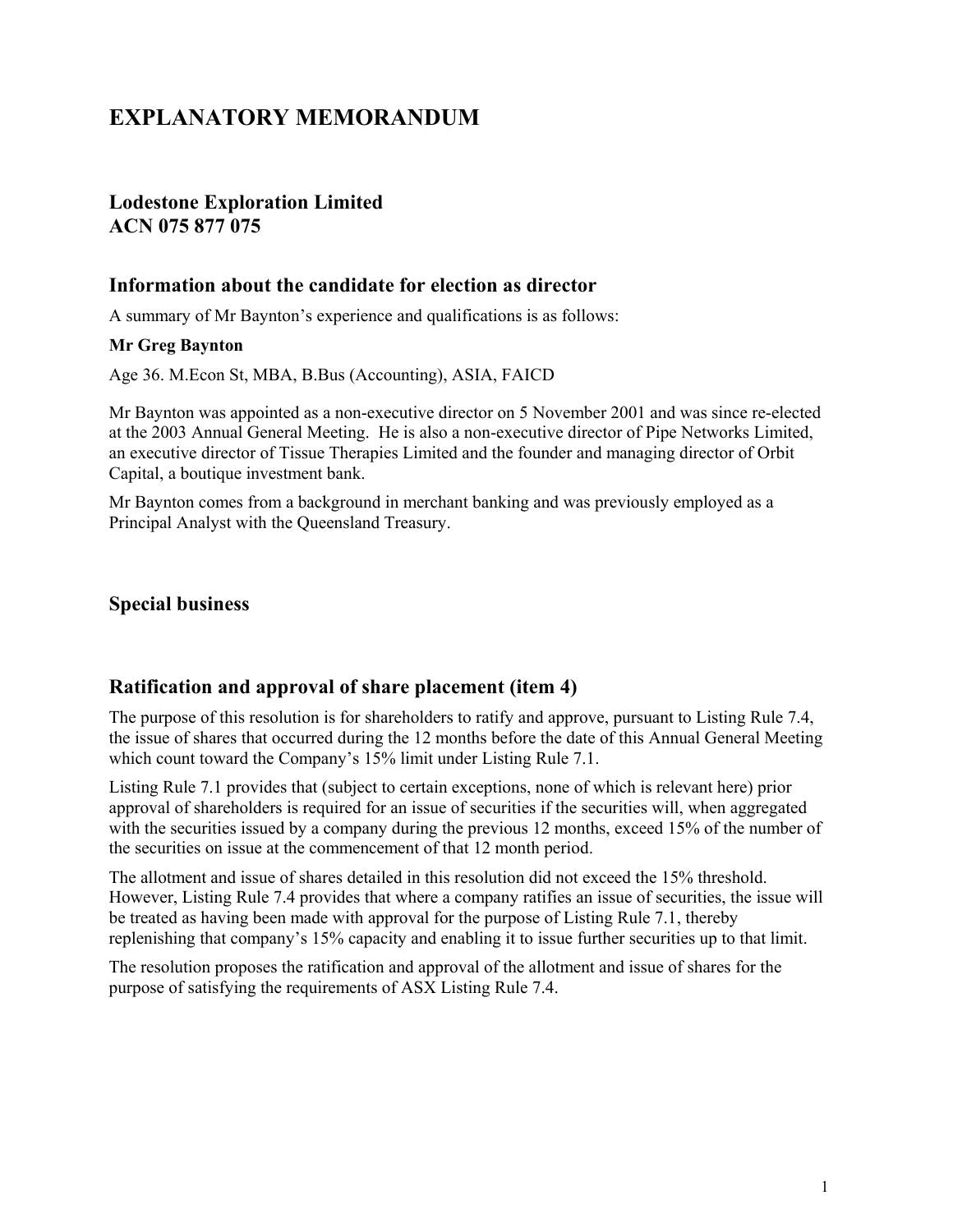# EXPLANATORY MEMORANDUM

### Lodestone Exploration Limited
### ACN 075 877 075

## Information about the candidate for election as director

A summary of Mr Baynton's experience and qualifications is as follows:

**Mr Greg Baynton**

Age 36. M.Econ St, MBA, B.Bus (Accounting), ASIA, FAICD

Mr Baynton was appointed as a non-executive director on 5 November 2001 and was since re-elected at the 2003 Annual General Meeting. He is also a non-executive director of Pipe Networks Limited, an executive director of Tissue Therapies Limited and the founder and managing director of Orbit Capital, a boutique investment bank.

Mr Baynton comes from a background in merchant banking and was previously employed as a Principal Analyst with the Queensland Treasury.

## Special business

## Ratification and approval of share placement (item 4)

The purpose of this resolution is for shareholders to ratify and approve, pursuant to Listing Rule 7.4, the issue of shares that occurred during the 12 months before the date of this Annual General Meeting which count toward the Company's 15% limit under Listing Rule 7.1.

Listing Rule 7.1 provides that (subject to certain exceptions, none of which is relevant here) prior approval of shareholders is required for an issue of securities if the securities will, when aggregated with the securities issued by a company during the previous 12 months, exceed 15% of the number of the securities on issue at the commencement of that 12 month period.

The allotment and issue of shares detailed in this resolution did not exceed the 15% threshold. However, Listing Rule 7.4 provides that where a company ratifies an issue of securities, the issue will be treated as having been made with approval for the purpose of Listing Rule 7.1, thereby replenishing that company's 15% capacity and enabling it to issue further securities up to that limit.

The resolution proposes the ratification and approval of the allotment and issue of shares for the purpose of satisfying the requirements of ASX Listing Rule 7.4.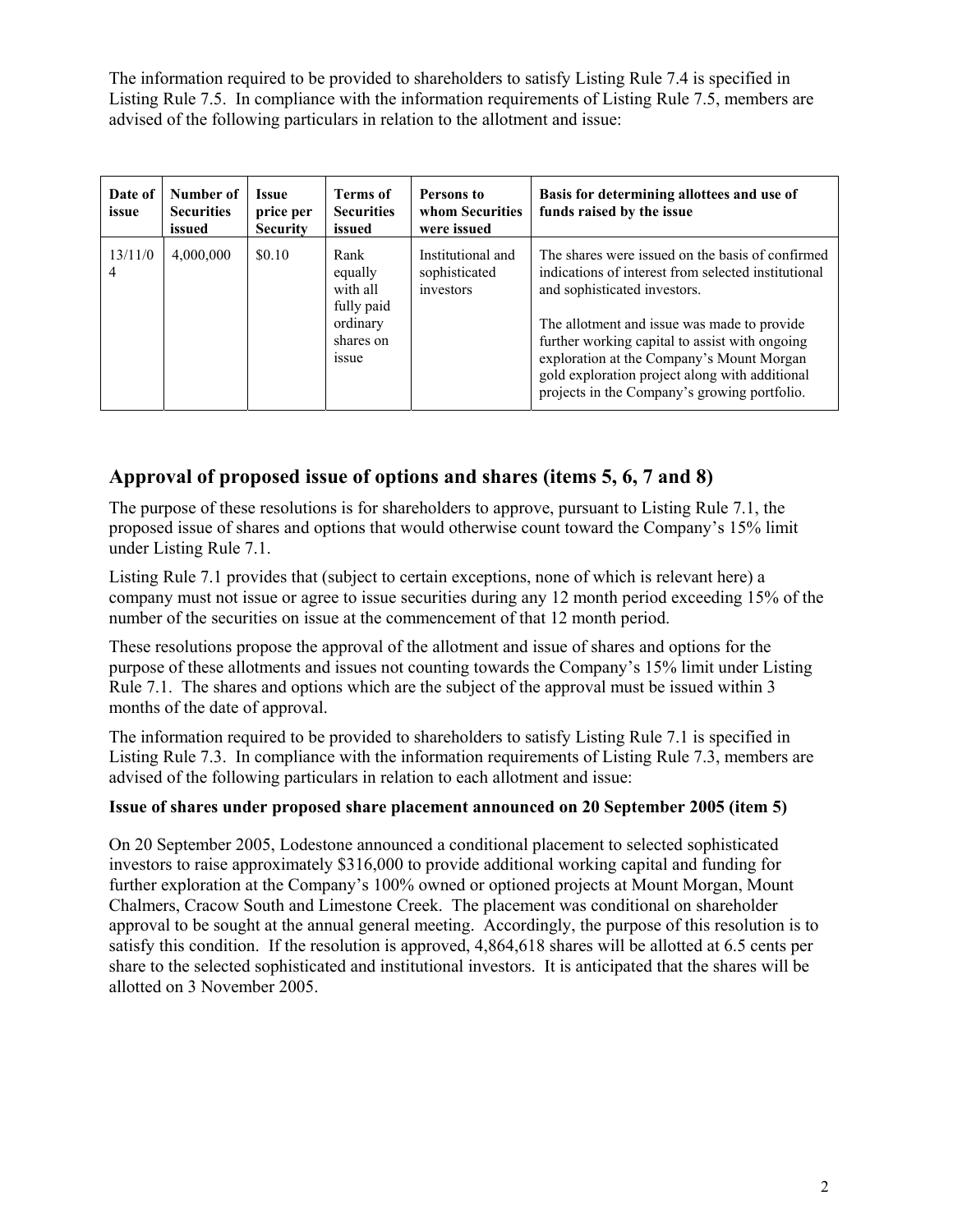The information required to be provided to shareholders to satisfy Listing Rule 7.4 is specified in Listing Rule 7.5. In compliance with the information requirements of Listing Rule 7.5, members are advised of the following particulars in relation to the allotment and issue:

| Date of issue | Number of Securities issued | Issue price per Security | Terms of Securities issued | Persons to whom Securities were issued | Basis for determining allottees and use of funds raised by the issue |
|---|---|---|---|---|---|
| 13/11/04 | 4,000,000 | $0.10 | Rank equally with all fully paid ordinary shares on issue | Institutional and sophisticated investors | The shares were issued on the basis of confirmed indications of interest from selected institutional and sophisticated investors. The allotment and issue was made to provide further working capital to assist with ongoing exploration at the Company's Mount Morgan gold exploration project along with additional projects in the Company's growing portfolio. |

## Approval of proposed issue of options and shares (items 5, 6, 7 and 8)

The purpose of these resolutions is for shareholders to approve, pursuant to Listing Rule 7.1, the proposed issue of shares and options that would otherwise count toward the Company's 15% limit under Listing Rule 7.1.

Listing Rule 7.1 provides that (subject to certain exceptions, none of which is relevant here) a company must not issue or agree to issue securities during any 12 month period exceeding 15% of the number of the securities on issue at the commencement of that 12 month period.

These resolutions propose the approval of the allotment and issue of shares and options for the purpose of these allotments and issues not counting towards the Company's 15% limit under Listing Rule 7.1. The shares and options which are the subject of the approval must be issued within 3 months of the date of approval.

The information required to be provided to shareholders to satisfy Listing Rule 7.1 is specified in Listing Rule 7.3. In compliance with the information requirements of Listing Rule 7.3, members are advised of the following particulars in relation to each allotment and issue:

**Issue of shares under proposed share placement announced on 20 September 2005 (item 5)**

On 20 September 2005, Lodestone announced a conditional placement to selected sophisticated investors to raise approximately $316,000 to provide additional working capital and funding for further exploration at the Company's 100% owned or optioned projects at Mount Morgan, Mount Chalmers, Cracow South and Limestone Creek. The placement was conditional on shareholder approval to be sought at the annual general meeting. Accordingly, the purpose of this resolution is to satisfy this condition. If the resolution is approved, 4,864,618 shares will be allotted at 6.5 cents per share to the selected sophisticated and institutional investors. It is anticipated that the shares will be allotted on 3 November 2005.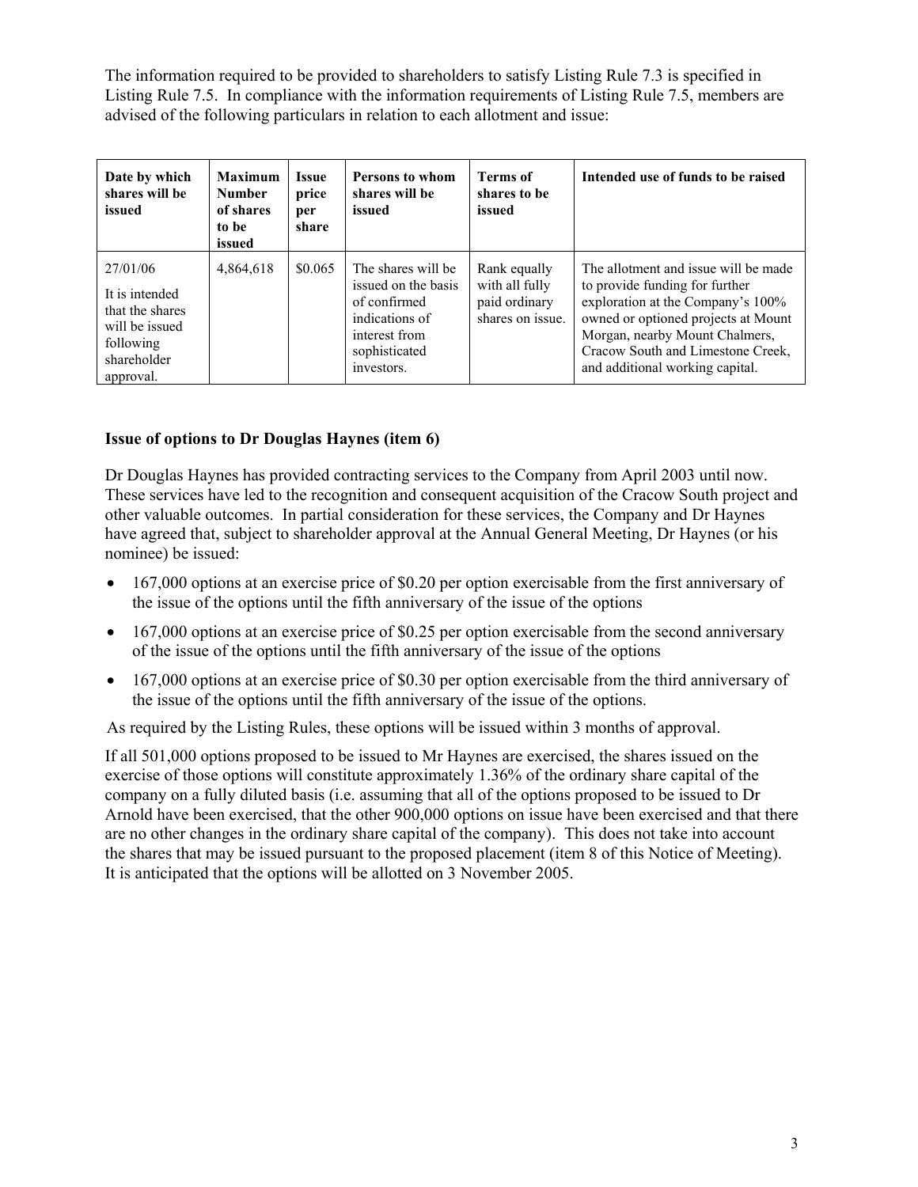The information required to be provided to shareholders to satisfy Listing Rule 7.3 is specified in Listing Rule 7.5. In compliance with the information requirements of Listing Rule 7.5, members are advised of the following particulars in relation to each allotment and issue:

| Date by which shares will be issued | Maximum Number of shares to be issued | Issue price per share | Persons to whom shares will be issued | Terms of shares to be issued | Intended use of funds to be raised |
|---|---|---|---|---|---|
| 27/01/06<br><br>It is intended that the shares will be issued following shareholder approval. | 4,864,618 | $0.065 | The shares will be issued on the basis of confirmed indications of interest from sophisticated investors. | Rank equally with all fully paid ordinary shares on issue. | The allotment and issue will be made to provide funding for further exploration at the Company's 100% owned or optioned projects at Mount Morgan, nearby Mount Chalmers, Cracow South and Limestone Creek, and additional working capital. |

### Issue of options to Dr Douglas Haynes (item 6)

Dr Douglas Haynes has provided contracting services to the Company from April 2003 until now. These services have led to the recognition and consequent acquisition of the Cracow South project and other valuable outcomes. In partial consideration for these services, the Company and Dr Haynes have agreed that, subject to shareholder approval at the Annual General Meeting, Dr Haynes (or his nominee) be issued:

- 167,000 options at an exercise price of $0.20 per option exercisable from the first anniversary of the issue of the options until the fifth anniversary of the issue of the options
- 167,000 options at an exercise price of $0.25 per option exercisable from the second anniversary of the issue of the options until the fifth anniversary of the issue of the options
- 167,000 options at an exercise price of $0.30 per option exercisable from the third anniversary of the issue of the options until the fifth anniversary of the issue of the options.

As required by the Listing Rules, these options will be issued within 3 months of approval.

If all 501,000 options proposed to be issued to Mr Haynes are exercised, the shares issued on the exercise of those options will constitute approximately 1.36% of the ordinary share capital of the company on a fully diluted basis (i.e. assuming that all of the options proposed to be issued to Dr Arnold have been exercised, that the other 900,000 options on issue have been exercised and that there are no other changes in the ordinary share capital of the company). This does not take into account the shares that may be issued pursuant to the proposed placement (item 8 of this Notice of Meeting). It is anticipated that the options will be allotted on 3 November 2005.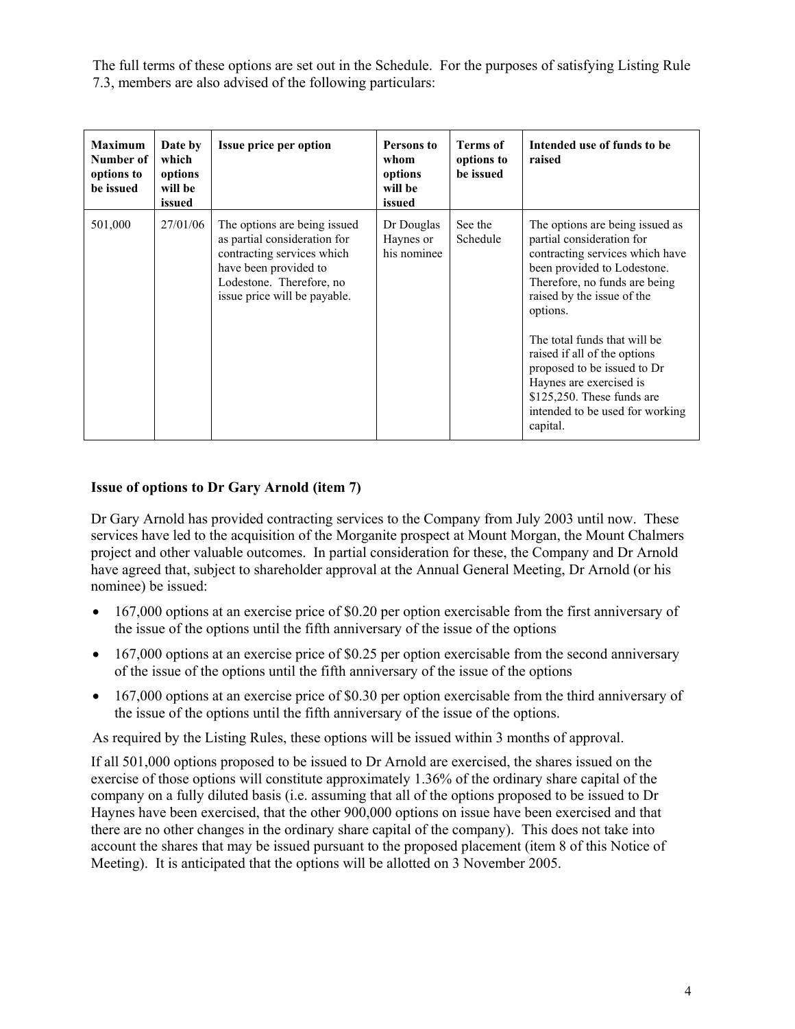The full terms of these options are set out in the Schedule. For the purposes of satisfying Listing Rule 7.3, members are also advised of the following particulars:

| Maximum Number of options to be issued | Date by which options will be issued | Issue price per option | Persons to whom options will be issued | Terms of options to be issued | Intended use of funds to be raised |
|---|---|---|---|---|---|
| 501,000 | 27/01/06 | The options are being issued as partial consideration for contracting services which have been provided to Lodestone. Therefore, no issue price will be payable. | Dr Douglas Haynes or his nominee | See the Schedule | The options are being issued as partial consideration for contracting services which have been provided to Lodestone. Therefore, no funds are being raised by the issue of the options.<br><br>The total funds that will be raised if all of the options proposed to be issued to Dr Haynes are exercised is $125,250. These funds are intended to be used for working capital. |

### Issue of options to Dr Gary Arnold (item 7)

Dr Gary Arnold has provided contracting services to the Company from July 2003 until now. These services have led to the acquisition of the Morganite prospect at Mount Morgan, the Mount Chalmers project and other valuable outcomes. In partial consideration for these, the Company and Dr Arnold have agreed that, subject to shareholder approval at the Annual General Meeting, Dr Arnold (or his nominee) be issued:

- 167,000 options at an exercise price of $0.20 per option exercisable from the first anniversary of the issue of the options until the fifth anniversary of the issue of the options
- 167,000 options at an exercise price of $0.25 per option exercisable from the second anniversary of the issue of the options until the fifth anniversary of the issue of the options
- 167,000 options at an exercise price of $0.30 per option exercisable from the third anniversary of the issue of the options until the fifth anniversary of the issue of the options.

As required by the Listing Rules, these options will be issued within 3 months of approval.

If all 501,000 options proposed to be issued to Dr Arnold are exercised, the shares issued on the exercise of those options will constitute approximately 1.36% of the ordinary share capital of the company on a fully diluted basis (i.e. assuming that all of the options proposed to be issued to Dr Haynes have been exercised, that the other 900,000 options on issue have been exercised and that there are no other changes in the ordinary share capital of the company). This does not take into account the shares that may be issued pursuant to the proposed placement (item 8 of this Notice of Meeting). It is anticipated that the options will be allotted on 3 November 2005.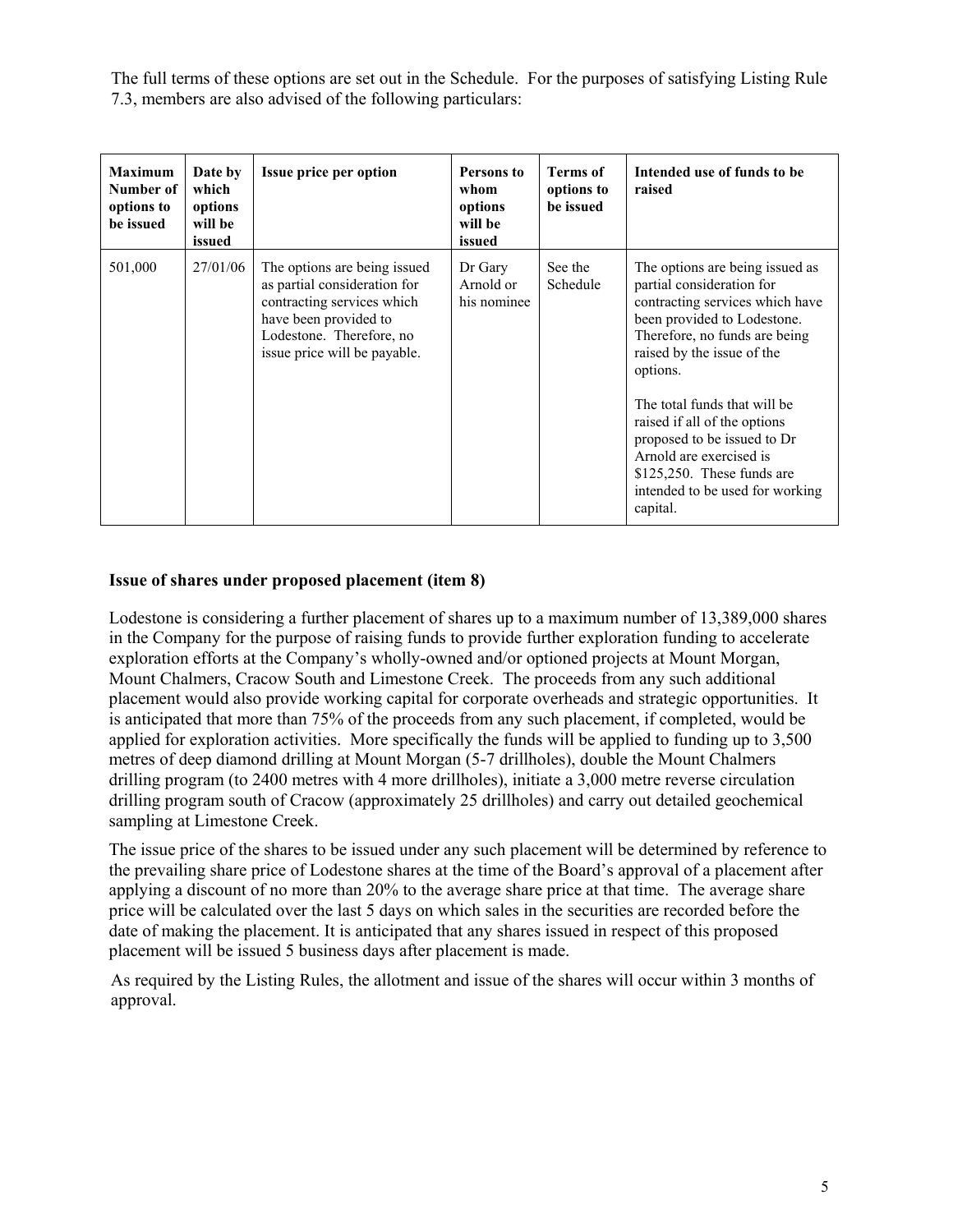The full terms of these options are set out in the Schedule. For the purposes of satisfying Listing Rule 7.3, members are also advised of the following particulars:

| Maximum Number of options to be issued | Date by which options will be issued | Issue price per option | Persons to whom options will be issued | Terms of options to be issued | Intended use of funds to be raised |
|---|---|---|---|---|---|
| 501,000 | 27/01/06 | The options are being issued as partial consideration for contracting services which have been provided to Lodestone. Therefore, no issue price will be payable. | Dr Gary Arnold or his nominee | See the Schedule | The options are being issued as partial consideration for contracting services which have been provided to Lodestone. Therefore, no funds are being raised by the issue of the options.<br><br>The total funds that will be raised if all of the options proposed to be issued to Dr Arnold are exercised is $125,250. These funds are intended to be used for working capital. |

**Issue of shares under proposed placement (item 8)**

Lodestone is considering a further placement of shares up to a maximum number of 13,389,000 shares in the Company for the purpose of raising funds to provide further exploration funding to accelerate exploration efforts at the Company's wholly-owned and/or optioned projects at Mount Morgan, Mount Chalmers, Cracow South and Limestone Creek. The proceeds from any such additional placement would also provide working capital for corporate overheads and strategic opportunities. It is anticipated that more than 75% of the proceeds from any such placement, if completed, would be applied for exploration activities. More specifically the funds will be applied to funding up to 3,500 metres of deep diamond drilling at Mount Morgan (5-7 drillholes), double the Mount Chalmers drilling program (to 2400 metres with 4 more drillholes), initiate a 3,000 metre reverse circulation drilling program south of Cracow (approximately 25 drillholes) and carry out detailed geochemical sampling at Limestone Creek.

The issue price of the shares to be issued under any such placement will be determined by reference to the prevailing share price of Lodestone shares at the time of the Board's approval of a placement after applying a discount of no more than 20% to the average share price at that time. The average share price will be calculated over the last 5 days on which sales in the securities are recorded before the date of making the placement. It is anticipated that any shares issued in respect of this proposed placement will be issued 5 business days after placement is made.

As required by the Listing Rules, the allotment and issue of the shares will occur within 3 months of approval.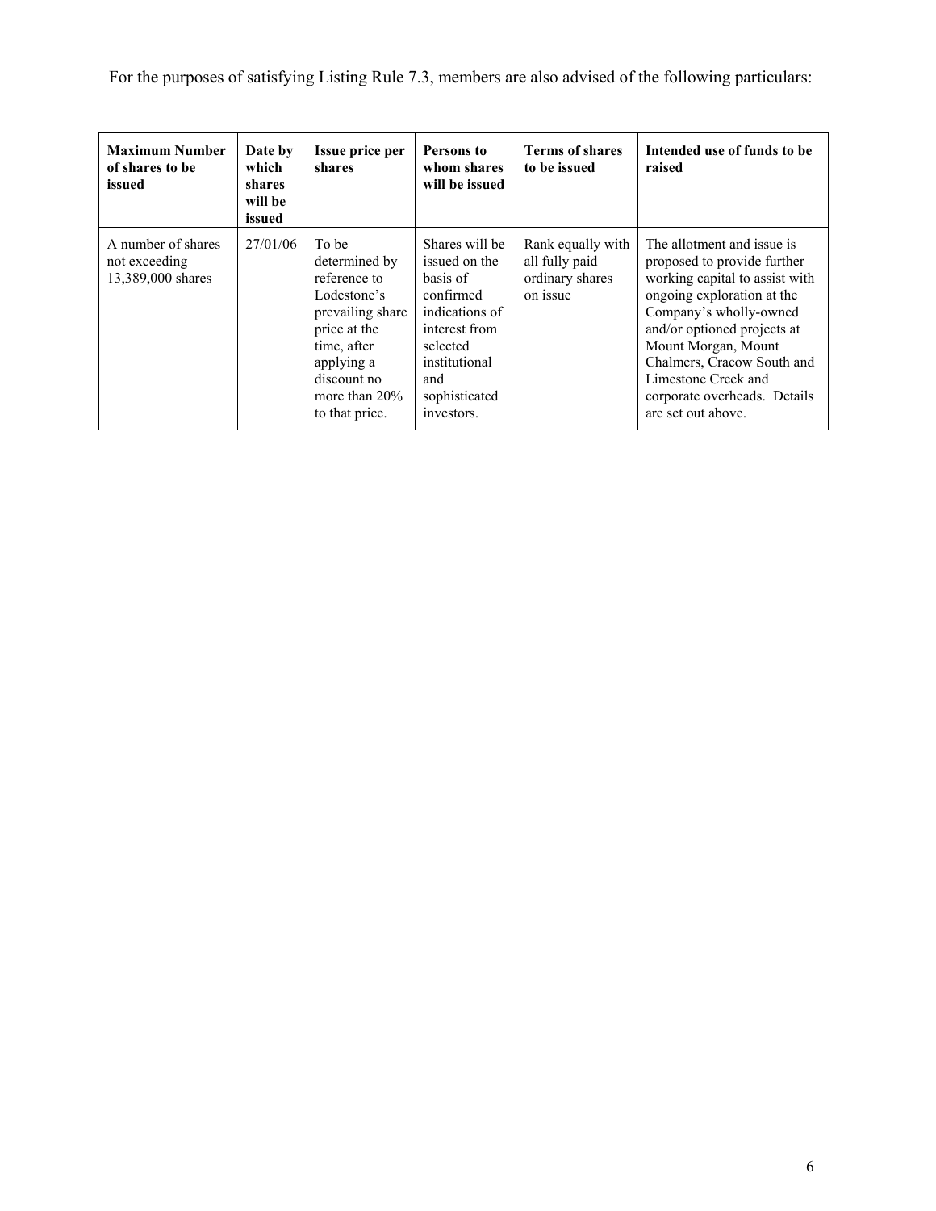For the purposes of satisfying Listing Rule 7.3, members are also advised of the following particulars:

| Maximum Number of shares to be issued | Date by which shares will be issued | Issue price per shares | Persons to whom shares will be issued | Terms of shares to be issued | Intended use of funds to be raised |
|---|---|---|---|---|---|
| A number of shares not exceeding 13,389,000 shares | 27/01/06 | To be determined by reference to Lodestone's prevailing share price at the time, after applying a discount no more than 20% to that price. | Shares will be issued on the basis of confirmed indications of interest from selected institutional and sophisticated investors. | Rank equally with all fully paid ordinary shares on issue | The allotment and issue is proposed to provide further working capital to assist with ongoing exploration at the Company's wholly-owned and/or optioned projects at Mount Morgan, Mount Chalmers, Cracow South and Limestone Creek and corporate overheads. Details are set out above. |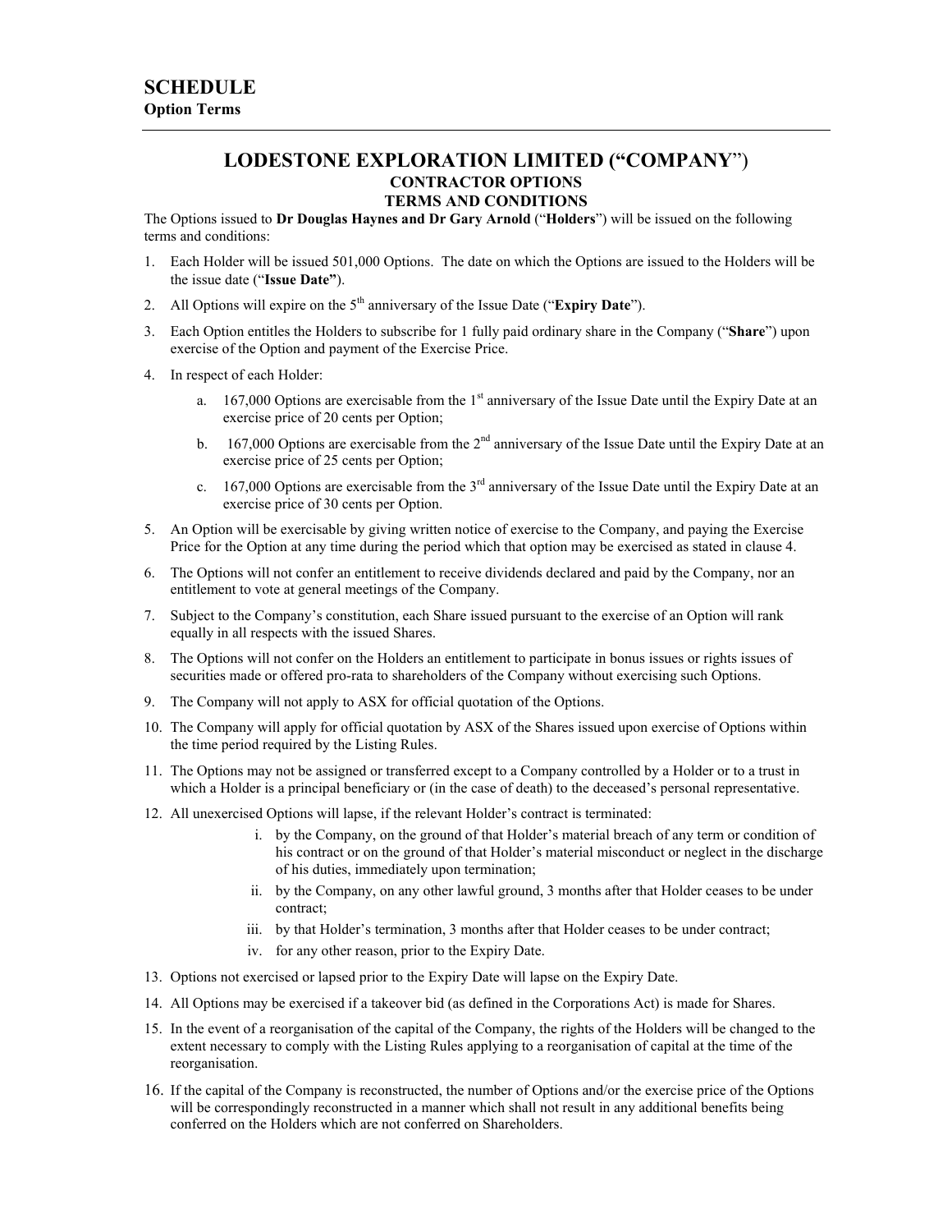# SCHEDULE

**Option Terms**

## LODESTONE EXPLORATION LIMITED ("COMPANY")
### CONTRACTOR OPTIONS
### TERMS AND CONDITIONS

The Options issued to **Dr Douglas Haynes and Dr Gary Arnold** ("**Holders**") will be issued on the following terms and conditions:

1. Each Holder will be issued 501,000 Options. The date on which the Options are issued to the Holders will be the issue date ("**Issue Date"**).
2. All Options will expire on the 5th anniversary of the Issue Date ("**Expiry Date**").
3. Each Option entitles the Holders to subscribe for 1 fully paid ordinary share in the Company ("**Share**") upon exercise of the Option and payment of the Exercise Price.
4. In respect of each Holder:
   a. 167,000 Options are exercisable from the 1st anniversary of the Issue Date until the Expiry Date at an exercise price of 20 cents per Option;
   b. 167,000 Options are exercisable from the 2nd anniversary of the Issue Date until the Expiry Date at an exercise price of 25 cents per Option;
   c. 167,000 Options are exercisable from the 3rd anniversary of the Issue Date until the Expiry Date at an exercise price of 30 cents per Option.
5. An Option will be exercisable by giving written notice of exercise to the Company, and paying the Exercise Price for the Option at any time during the period which that option may be exercised as stated in clause 4.
6. The Options will not confer an entitlement to receive dividends declared and paid by the Company, nor an entitlement to vote at general meetings of the Company.
7. Subject to the Company's constitution, each Share issued pursuant to the exercise of an Option will rank equally in all respects with the issued Shares.
8. The Options will not confer on the Holders an entitlement to participate in bonus issues or rights issues of securities made or offered pro-rata to shareholders of the Company without exercising such Options.
9. The Company will not apply to ASX for official quotation of the Options.
10. The Company will apply for official quotation by ASX of the Shares issued upon exercise of Options within the time period required by the Listing Rules.
11. The Options may not be assigned or transferred except to a Company controlled by a Holder or to a trust in which a Holder is a principal beneficiary or (in the case of death) to the deceased's personal representative.
12. All unexercised Options will lapse, if the relevant Holder's contract is terminated:
    i. by the Company, on the ground of that Holder's material breach of any term or condition of his contract or on the ground of that Holder's material misconduct or neglect in the discharge of his duties, immediately upon termination;
    ii. by the Company, on any other lawful ground, 3 months after that Holder ceases to be under contract;
    iii. by that Holder's termination, 3 months after that Holder ceases to be under contract;
    iv. for any other reason, prior to the Expiry Date.
13. Options not exercised or lapsed prior to the Expiry Date will lapse on the Expiry Date.
14. All Options may be exercised if a takeover bid (as defined in the Corporations Act) is made for Shares.
15. In the event of a reorganisation of the capital of the Company, the rights of the Holders will be changed to the extent necessary to comply with the Listing Rules applying to a reorganisation of capital at the time of the reorganisation.
16. If the capital of the Company is reconstructed, the number of Options and/or the exercise price of the Options will be correspondingly reconstructed in a manner which shall not result in any additional benefits being conferred on the Holders which are not conferred on Shareholders.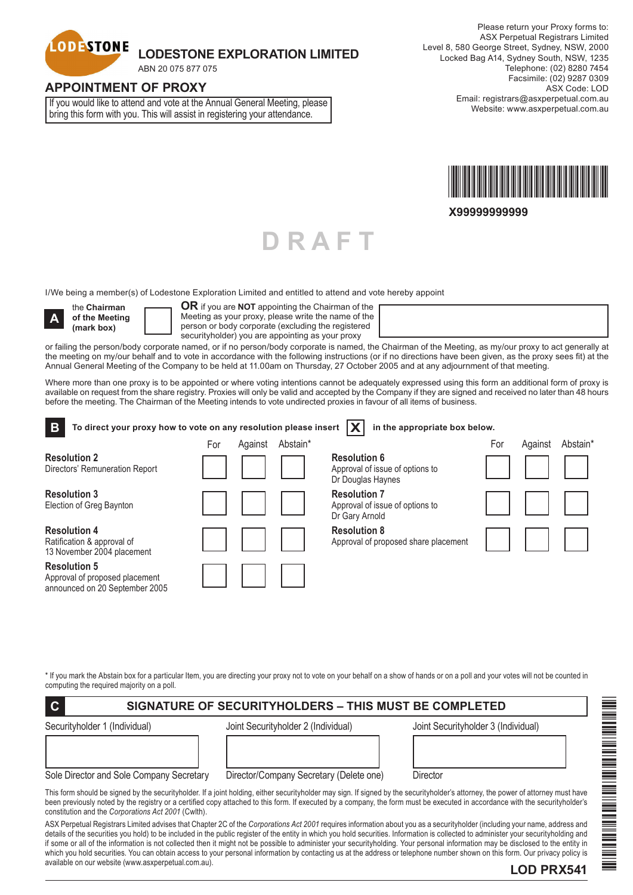# LODESTONE EXPLORATION LIMITED

ABN 20 075 877 075

## APPOINTMENT OF PROXY

If you would like to attend and vote at the Annual General Meeting, please bring this form with you. This will assist in registering your attendance.

Please return your Proxy forms to:
ASX Perpetual Registrars Limited
Level 8, 580 George Street, Sydney, NSW, 2000
Locked Bag A14, Sydney South, NSW, 1235
Telephone: (02) 8280 7454
Facsimile: (02) 9287 0309
ASX Code: LOD
Email: registrars@asxperpetual.com.au
Website: www.asxperpetual.com.au

**X99999999999**

DRAFT

I/We being a member(s) of Lodestone Exploration Limited and entitled to attend and vote hereby appoint

**A** the **Chairman of the Meeting (mark box)** ☐ **OR** if you are **NOT** appointing the Chairman of the Meeting as your proxy, please write the name of the person or body corporate (excluding the registered securityholder) you are appointing as your proxy

or failing the person/body corporate named, or if no person/body corporate is named, the Chairman of the Meeting, as my/our proxy to act generally at the meeting on my/our behalf and to vote in accordance with the following instructions (or if no directions have been given, as the proxy sees fit) at the Annual General Meeting of the Company to be held at 11.00am on Thursday, 27 October 2005 and at any adjournment of that meeting.

Where more than one proxy is to be appointed or where voting intentions cannot be adequately expressed using this form an additional form of proxy is available on request from the share registry. Proxies will only be valid and accepted by the Company if they are signed and received no later than 48 hours before the meeting. The Chairman of the Meeting intends to vote undirected proxies in favour of all items of business.

**B** **To direct your proxy how to vote on any resolution please insert** ☒ **in the appropriate box below.**

| Resolution | For | Against | Abstain* |
|---|---|---|---|
| **Resolution 2** Directors' Remuneration Report | ☐ | ☐ | ☐ |
| **Resolution 3** Election of Greg Baynton | ☐ | ☐ | ☐ |
| **Resolution 4** Ratification & approval of 13 November 2004 placement | ☐ | ☐ | ☐ |
| **Resolution 5** Approval of proposed placement announced on 20 September 2005 | ☐ | ☐ | ☐ |
| **Resolution 6** Approval of issue of options to Dr Douglas Haynes | ☐ | ☐ | ☐ |
| **Resolution 7** Approval of issue of options to Dr Gary Arnold | ☐ | ☐ | ☐ |
| **Resolution 8** Approval of proposed share placement | ☐ | ☐ | ☐ |

\* If you mark the Abstain box for a particular Item, you are directing your proxy not to vote on your behalf on a show of hands or on a poll and your votes will not be counted in computing the required majority on a poll.

**C** **SIGNATURE OF SECURITYHOLDERS – THIS MUST BE COMPLETED**

| Securityholder 1 (Individual) | Joint Securityholder 2 (Individual) | Joint Securityholder 3 (Individual) |
|---|---|---|
| | | |
| Sole Director and Sole Company Secretary | Director/Company Secretary (Delete one) | Director |

This form should be signed by the securityholder. If a joint holding, either securityholder may sign. If signed by the securityholder's attorney, the power of attorney must have been previously noted by the registry or a certified copy attached to this form. If executed by a company, the form must be executed in accordance with the securityholder's constitution and the *Corporations Act 2001* (Cwlth).

ASX Perpetual Registrars Limited advises that Chapter 2C of the *Corporations Act 2001* requires information about you as a securityholder (including your name, address and details of the securities you hold) to be included in the public register of the entity in which you hold securities. Information is collected to administer your securityholding and if some or all of the information is not collected then it might not be possible to administer your securityholding. Your personal information may be disclosed to the entity in which you hold securities. You can obtain access to your personal information by contacting us at the address or telephone number shown on this form. Our privacy policy is available on our website (www.asxperpetual.com.au).

**LOD PRX541**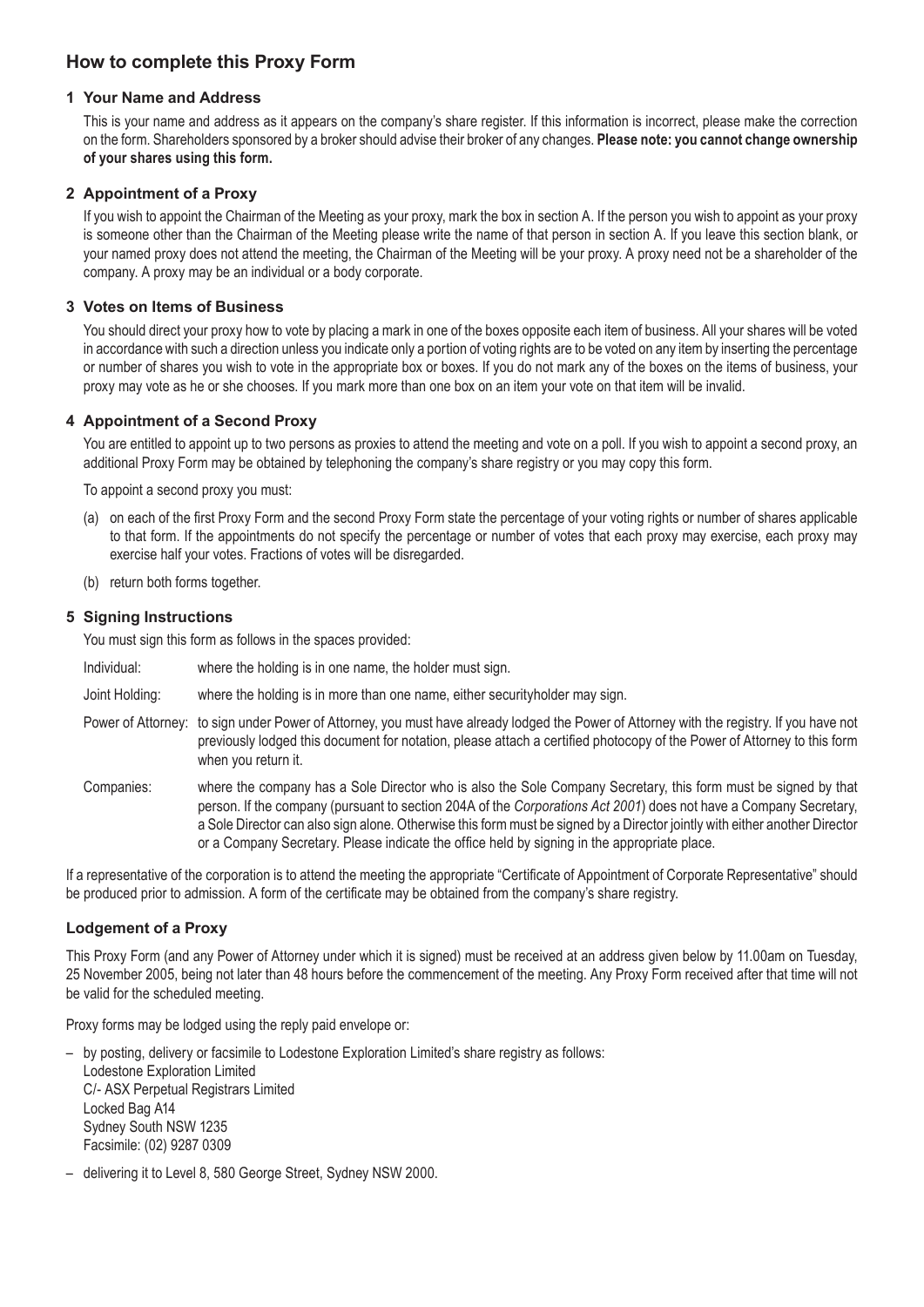## How to complete this Proxy Form

### 1 Your Name and Address

This is your name and address as it appears on the company's share register. If this information is incorrect, please make the correction on the form. Shareholders sponsored by a broker should advise their broker of any changes. **Please note: you cannot change ownership of your shares using this form.**

### 2 Appointment of a Proxy

If you wish to appoint the Chairman of the Meeting as your proxy, mark the box in section A. If the person you wish to appoint as your proxy is someone other than the Chairman of the Meeting please write the name of that person in section A. If you leave this section blank, or your named proxy does not attend the meeting, the Chairman of the Meeting will be your proxy. A proxy need not be a shareholder of the company. A proxy may be an individual or a body corporate.

### 3 Votes on Items of Business

You should direct your proxy how to vote by placing a mark in one of the boxes opposite each item of business. All your shares will be voted in accordance with such a direction unless you indicate only a portion of voting rights are to be voted on any item by inserting the percentage or number of shares you wish to vote in the appropriate box or boxes. If you do not mark any of the boxes on the items of business, your proxy may vote as he or she chooses. If you mark more than one box on an item your vote on that item will be invalid.

### 4 Appointment of a Second Proxy

You are entitled to appoint up to two persons as proxies to attend the meeting and vote on a poll. If you wish to appoint a second proxy, an additional Proxy Form may be obtained by telephoning the company's share registry or you may copy this form.

To appoint a second proxy you must:

(a) on each of the first Proxy Form and the second Proxy Form state the percentage of your voting rights or number of shares applicable to that form. If the appointments do not specify the percentage or number of votes that each proxy may exercise, each proxy may exercise half your votes. Fractions of votes will be disregarded.

(b) return both forms together.

### 5 Signing Instructions

You must sign this form as follows in the spaces provided:

| | |
|---|---|
| Individual: | where the holding is in one name, the holder must sign. |
| Joint Holding: | where the holding is in more than one name, either securityholder may sign. |
| Power of Attorney: | to sign under Power of Attorney, you must have already lodged the Power of Attorney with the registry. If you have not previously lodged this document for notation, please attach a certified photocopy of the Power of Attorney to this form when you return it. |
| Companies: | where the company has a Sole Director who is also the Sole Company Secretary, this form must be signed by that person. If the company (pursuant to section 204A of the *Corporations Act 2001*) does not have a Company Secretary, a Sole Director can also sign alone. Otherwise this form must be signed by a Director jointly with either another Director or a Company Secretary. Please indicate the office held by signing in the appropriate place. |

If a representative of the corporation is to attend the meeting the appropriate "Certificate of Appointment of Corporate Representative" should be produced prior to admission. A form of the certificate may be obtained from the company's share registry.

### Lodgement of a Proxy

This Proxy Form (and any Power of Attorney under which it is signed) must be received at an address given below by 11.00am on Tuesday, 25 November 2005, being not later than 48 hours before the commencement of the meeting. Any Proxy Form received after that time will not be valid for the scheduled meeting.

Proxy forms may be lodged using the reply paid envelope or:

- by posting, delivery or facsimile to Lodestone Exploration Limited's share registry as follows:
  Lodestone Exploration Limited
  C/- ASX Perpetual Registrars Limited
  Locked Bag A14
  Sydney South NSW 1235
  Facsimile: (02) 9287 0309
- delivering it to Level 8, 580 George Street, Sydney NSW 2000.